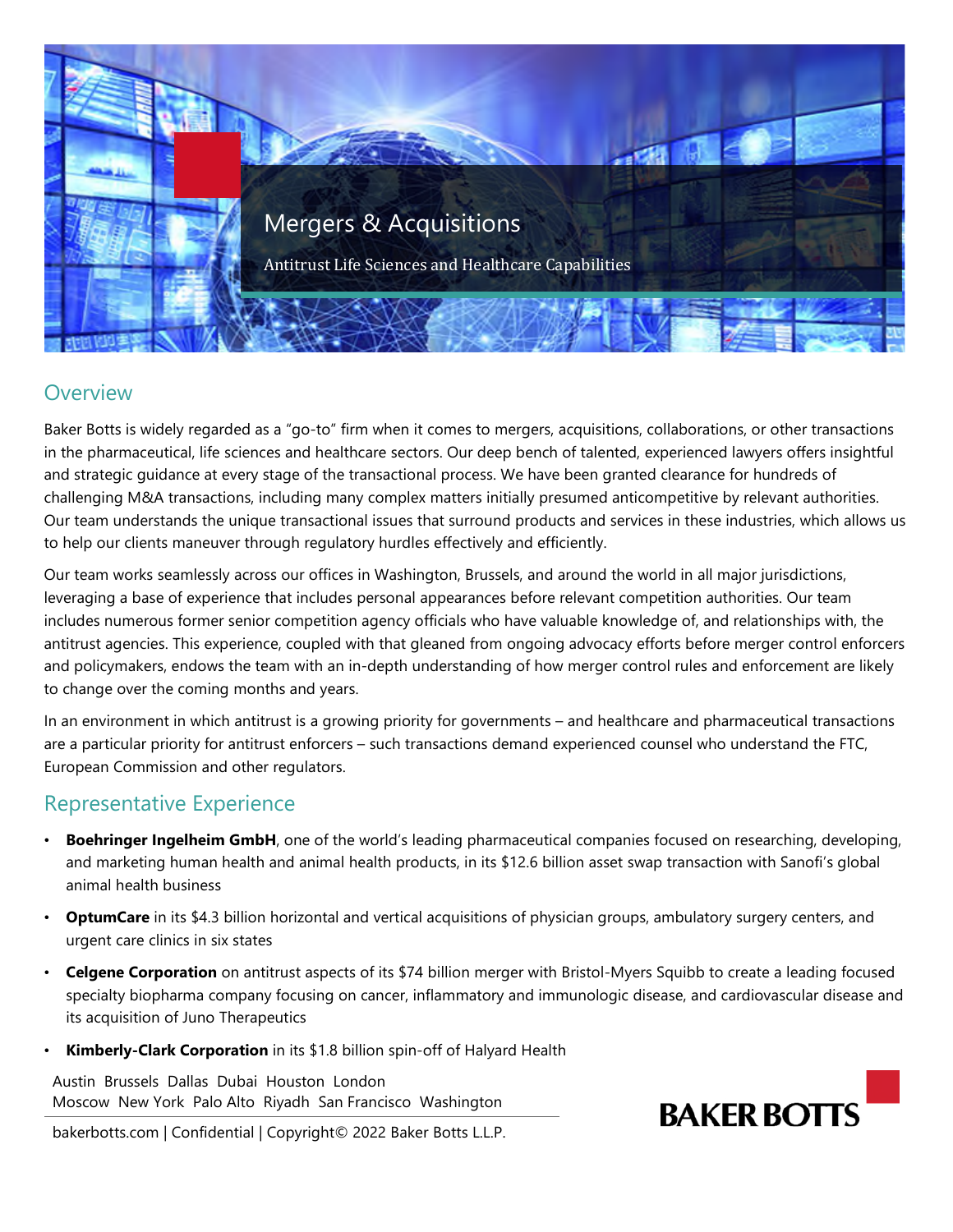# Mergers & Acquisitions

Antitrust Life Sciences and Healthcare Capabilities

## Overview

Baker Botts is widely regarded as a "go-to" firm when it comes to mergers, acquisitions, collaborations, or other transactions in the pharmaceutical, life sciences and healthcare sectors. Our deep bench of talented, experienced lawyers offers insightful and strategic guidance at every stage of the transactional process. We have been granted clearance for hundreds of challenging M&A transactions, including many complex matters initially presumed anticompetitive by relevant authorities. Our team understands the unique transactional issues that surround products and services in these industries, which allows us to help our clients maneuver through regulatory hurdles effectively and efficiently.

Our team works seamlessly across our offices in Washington, Brussels, and around the world in all major jurisdictions, leveraging a base of experience that includes personal appearances before relevant competition authorities. Our team includes numerous former senior competition agency officials who have valuable knowledge of, and relationships with, the antitrust agencies. This experience, coupled with that gleaned from ongoing advocacy efforts before merger control enforcers and policymakers, endows the team with an in-depth understanding of how merger control rules and enforcement are likely to change over the coming months and years.

In an environment in which antitrust is a growing priority for governments – and healthcare and pharmaceutical transactions are a particular priority for antitrust enforcers – such transactions demand experienced counsel who understand the FTC, European Commission and other regulators.

## Representative Experience

- **Boehringer Ingelheim GmbH**, one of the world's leading pharmaceutical companies focused on researching, developing, and marketing human health and animal health products, in its $12.6 billion asset swap transaction with Sanofi's global animal health business
- **OptumCare** in its $4.3 billion horizontal and vertical acquisitions of physician groups, ambulatory surgery centers, and urgent care clinics in six states
- **Celgene Corporation** on antitrust aspects of its $74 billion merger with Bristol-Myers Squibb to create a leading focused specialty biopharma company focusing on cancer, inflammatory and immunologic disease, and cardiovascular disease and its acquisition of Juno Therapeutics
- **Kimberly-Clark Corporation** in its $1.8 billion spin-off of Halyard Health

Austin Brussels Dallas Dubai Houston London
Moscow New York Palo Alto Riyadh San Francisco Washington

bakerbotts.com | Confidential | Copyright© 2022 Baker Botts L.L.P.

BAKER BOTTS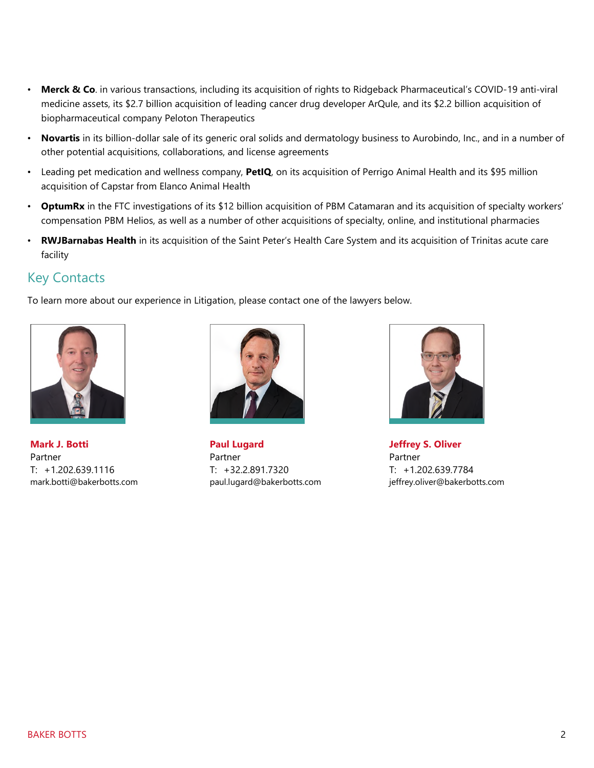- **Merck & Co**. in various transactions, including its acquisition of rights to Ridgeback Pharmaceutical's COVID-19 anti-viral medicine assets, its $2.7 billion acquisition of leading cancer drug developer ArQule, and its $2.2 billion acquisition of biopharmaceutical company Peloton Therapeutics
- **Novartis** in its billion-dollar sale of its generic oral solids and dermatology business to Aurobindo, Inc., and in a number of other potential acquisitions, collaborations, and license agreements
- Leading pet medication and wellness company, **PetIQ**, on its acquisition of Perrigo Animal Health and its $95 million acquisition of Capstar from Elanco Animal Health
- **OptumRx** in the FTC investigations of its $12 billion acquisition of PBM Catamaran and its acquisition of specialty workers' compensation PBM Helios, as well as a number of other acquisitions of specialty, online, and institutional pharmacies
- **RWJBarnabas Health** in its acquisition of the Saint Peter's Health Care System and its acquisition of Trinitas acute care facility

## Key Contacts

To learn more about our experience in Litigation, please contact one of the lawyers below.

**Mark J. Botti**
Partner
T: +1.202.639.1116
mark.botti@bakerbotts.com

**Paul Lugard**
Partner
T: +32.2.891.7320
paul.lugard@bakerbotts.com

**Jeffrey S. Oliver**
Partner
T: +1.202.639.7784
jeffrey.oliver@bakerbotts.com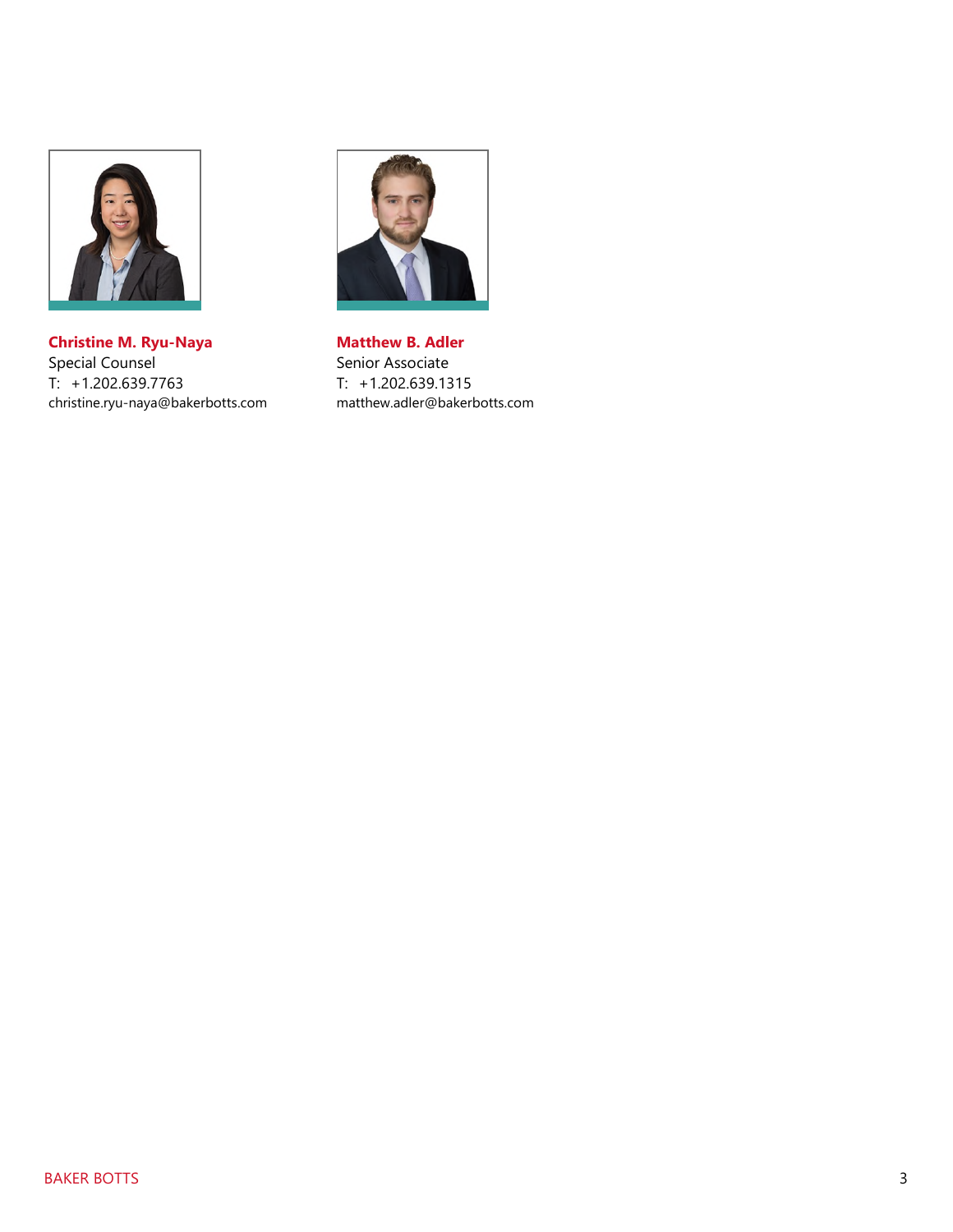**Christine M. Ryu-Naya**
Special Counsel
T: +1.202.639.7763
christine.ryu-naya@bakerbotts.com

**Matthew B. Adler**
Senior Associate
T: +1.202.639.1315
matthew.adler@bakerbotts.com